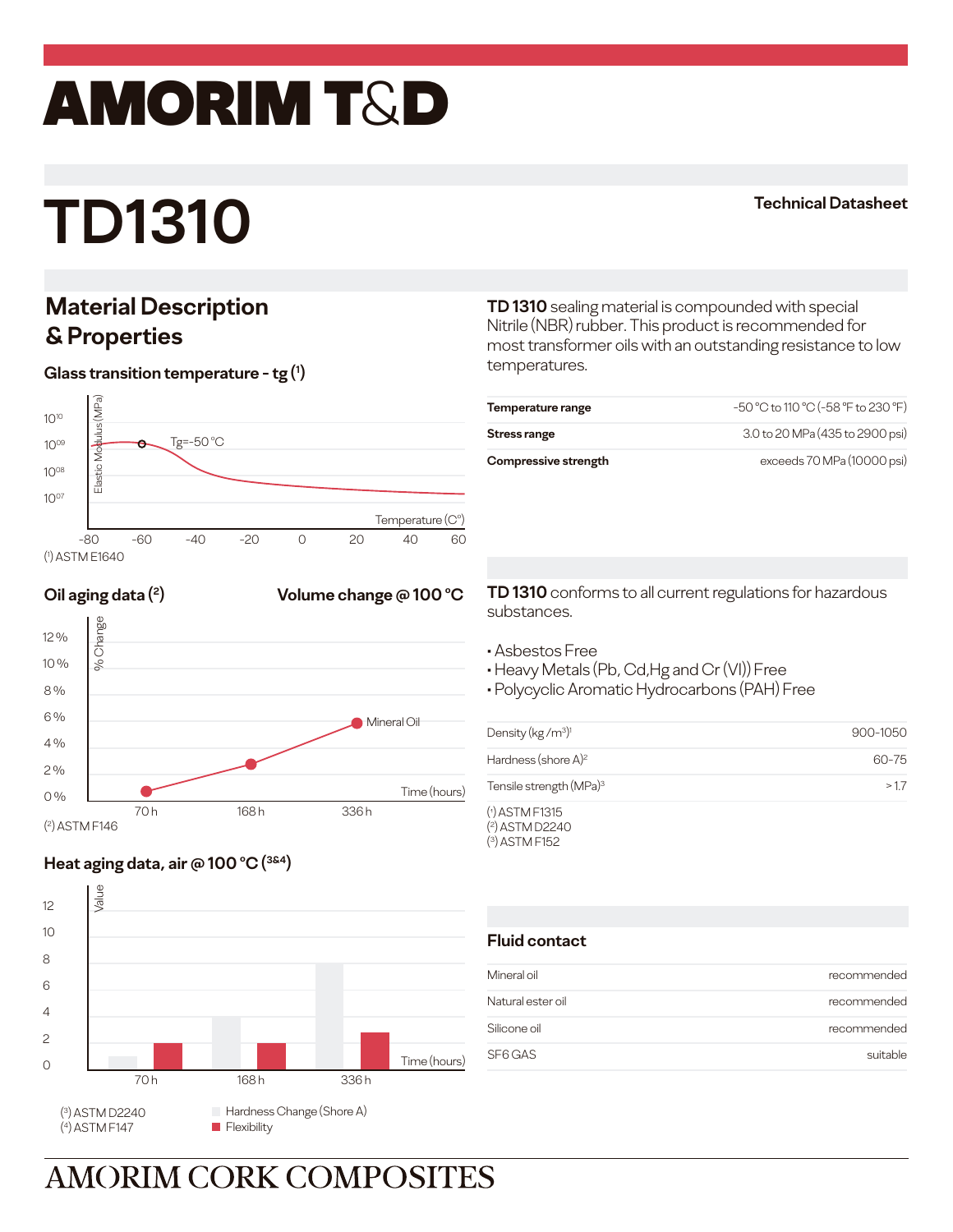# AMORIM T&D

# TD1310

**Technical Datasheet**

## Material Description & Properties

**TD 1310** sealing material is compounded with special Nitrile (NBR) rubber. This product is recommended for most transformer oils with an outstanding resistance to low temperatures.

| | |
|---|---|
| **Temperature range** | -50 °C to 110 °C (-58 °F to 230 °F) |
| **Stress range** | 3.0 to 20 MPa (435 to 2900 psi) |
| **Compressive strength** | exceeds 70 MPa (10000 psi) |

### Glass transition temperature - tg (1)

Elastic Modulus (MPa): $10^{10}$, $10^{09}$, $10^{08}$, $10^{07}$

Tg=-50 °C

Temperature (C°): -80, -60, -40, -20, 0, 20, 40, 60

(1) ASTM E1640

### Oil aging data (2) — Volume change @ 100 °C

% Change: 12 %, 10 %, 8 %, 6 %, 4 %, 2 %, 0 %

Mineral Oil

Time (hours): 70 h, 168 h, 336 h

(2) ASTM F146

### Heat aging data, air @ 100 °C (3&4)

Value: 12, 10, 8, 6, 4, 2, 0

Time (hours): 70 h, 168 h, 336 h

(3) ASTM D2240
(4) ASTM F147

Hardness Change (Shore A)
Flexibility

**TD 1310** conforms to all current regulations for hazardous substances.

- Asbestos Free
- Heavy Metals (Pb, Cd, Hg and Cr (VI)) Free
- Polycyclic Aromatic Hydrocarbons (PAH) Free

| | |
|---|---|
| Density (kg /m³)[1] | 900-1050 |
| Hardness (shore A)[2] | 60-75 |
| Tensile strength (MPa)[3] | > 1.7 |

(1) ASTM F1315
(2) ASTM D2240
(3) ASTM F152

### Fluid contact

| | |
|---|---|
| Mineral oil | recommended |
| Natural ester oil | recommended |
| Silicone oil | recommended |
| SF6 GAS | suitable |

AMORIM CORK COMPOSITES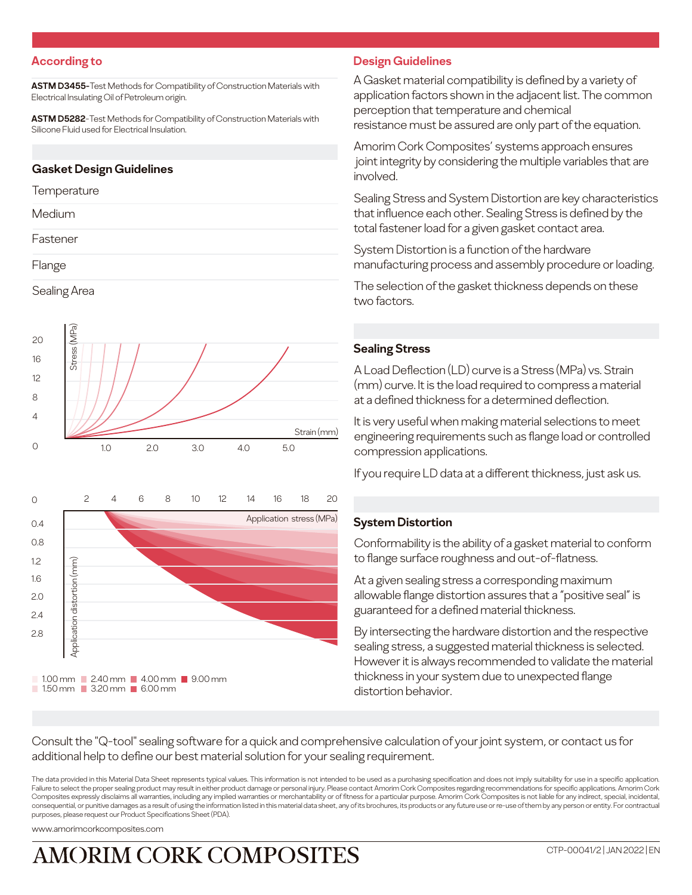## According to

**ASTM D3455**-Test Methods for Compatibility of Construction Materials with Electrical Insulating Oil of Petroleum origin.

**ASTM D5282**-Test Methods for Compatibility of Construction Materials with Silicone Fluid used for Electrical Insulation.

### Gasket Design Guidelines

Temperature

Medium

Fastener

Flange

Sealing Area

Stress (MPa)

20

16

12

8

4

0

1.0

2.0

3.0

4.0

5.0

Strain (mm)

0

2

4

6

8

10

12

14

16

18

20

Application stress (MPa)

0.4

0.8

1.2

1.6

2.0

2.4

2.8

Application distortion (mm)

1.00 mm, 2.40 mm, 4.00 mm, 9.00 mm, 1.50 mm, 3.20 mm, 6.00 mm

## Design Guidelines

A Gasket material compatibility is defined by a variety of application factors shown in the adjacent list. The common perception that temperature and chemical resistance must be assured are only part of the equation.

Amorim Cork Composites' systems approach ensures joint integrity by considering the multiple variables that are involved.

Sealing Stress and System Distortion are key characteristics that influence each other. Sealing Stress is defined by the total fastener load for a given gasket contact area.

System Distortion is a function of the hardware manufacturing process and assembly procedure or loading.

The selection of the gasket thickness depends on these two factors.

### Sealing Stress

A Load Deflection (LD) curve is a Stress (MPa) vs. Strain (mm) curve. It is the load required to compress a material at a defined thickness for a determined deflection.

It is very useful when making material selections to meet engineering requirements such as flange load or controlled compression applications.

If you require LD data at a different thickness, just ask us.

### System Distortion

Conformability is the ability of a gasket material to conform to flange surface roughness and out-of-flatness.

At a given sealing stress a corresponding maximum allowable flange distortion assures that a "positive seal" is guaranteed for a defined material thickness.

By intersecting the hardware distortion and the respective sealing stress, a suggested material thickness is selected. However it is always recommended to validate the material thickness in your system due to unexpected flange distortion behavior.

Consult the "Q-tool" sealing software for a quick and comprehensive calculation of your joint system, or contact us for additional help to define our best material solution for your sealing requirement.

The data provided in this Material Data Sheet represents typical values. This information is not intended to be used as a purchasing specification and does not imply suitability for use in a specific application. Failure to select the proper sealing product may result in either product damage or personal injury. Please contact Amorim Cork Composites regarding recommendations for specific applications. Amorim Cork Composites expressly disclaims all warranties, including any implied warranties or merchantability or of fitness for a particular purpose. Amorim Cork Composites is not liable for any indirect, special, incidental, consequential, or punitive damages as a result of using the information listed in this material data sheet, any of its brochures, its products or any future use or re-use of them by any person or entity. For contractual purposes, please request our Product Specifications Sheet (PDA).

www.amorimcorkcomposites.com

AMORIM CORK COMPOSITES

CTP-00041/2 | JAN 2022 | EN